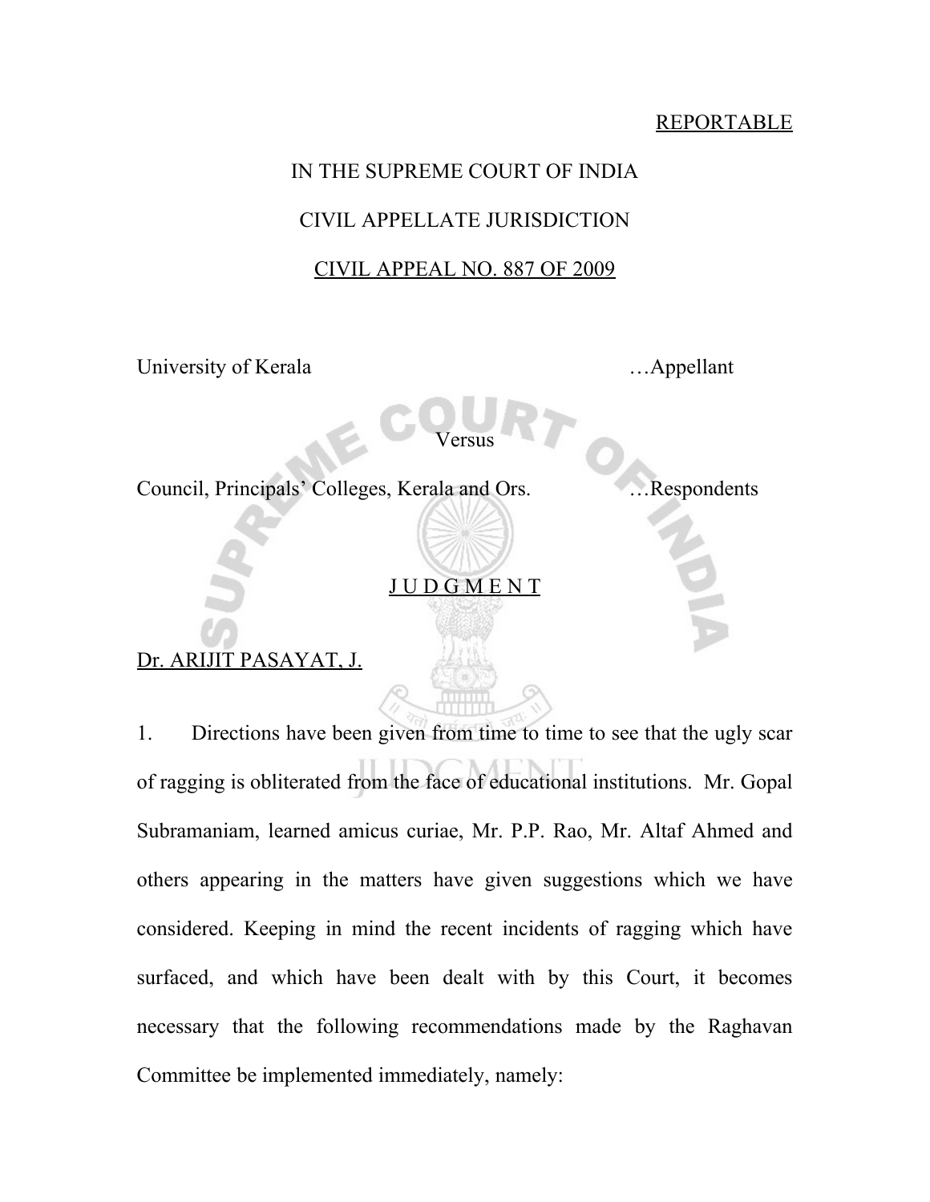REPORTABLE

IN THE SUPREME COURT OF INDIA

CIVIL APPELLATE JURISDICTION

CIVIL APPEAL NO. 887 OF 2009

University of Kerala …Appellant

Versus

Council, Principals' Colleges, Kerala and Ors. …Respondents

# J U D G M E N T

Dr. ARIJIT PASAYAT, J.

1. Directions have been given from time to time to see that the ugly scar of ragging is obliterated from the face of educational institutions. Mr. Gopal Subramaniam, learned amicus curiae, Mr. P.P. Rao, Mr. Altaf Ahmed and others appearing in the matters have given suggestions which we have considered. Keeping in mind the recent incidents of ragging which have surfaced, and which have been dealt with by this Court, it becomes necessary that the following recommendations made by the Raghavan Committee be implemented immediately, namely: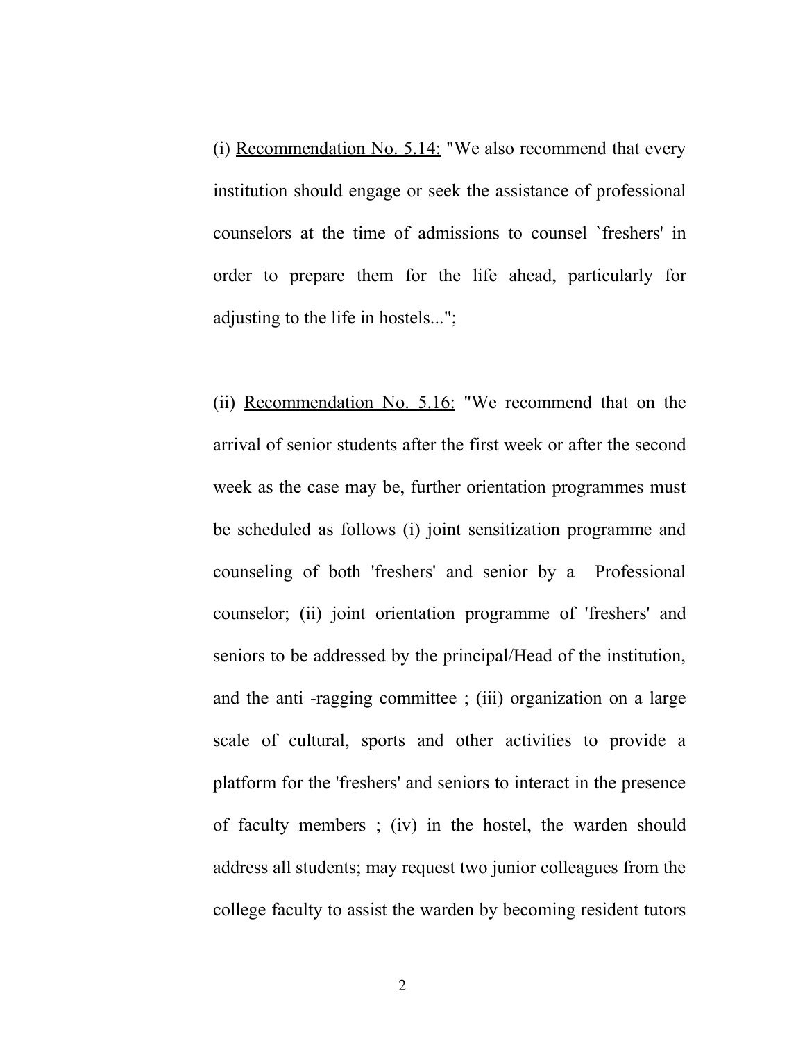(i) Recommendation No. 5.14: "We also recommend that every institution should engage or seek the assistance of professional counselors at the time of admissions to counsel `freshers' in order to prepare them for the life ahead, particularly for adjusting to the life in hostels...";

(ii) Recommendation No. 5.16: "We recommend that on the arrival of senior students after the first week or after the second week as the case may be, further orientation programmes must be scheduled as follows (i) joint sensitization programme and counseling of both 'freshers' and senior by a Professional counselor; (ii) joint orientation programme of 'freshers' and seniors to be addressed by the principal/Head of the institution, and the anti -ragging committee ; (iii) organization on a large scale of cultural, sports and other activities to provide a platform for the 'freshers' and seniors to interact in the presence of faculty members ; (iv) in the hostel, the warden should address all students; may request two junior colleagues from the college faculty to assist the warden by becoming resident tutors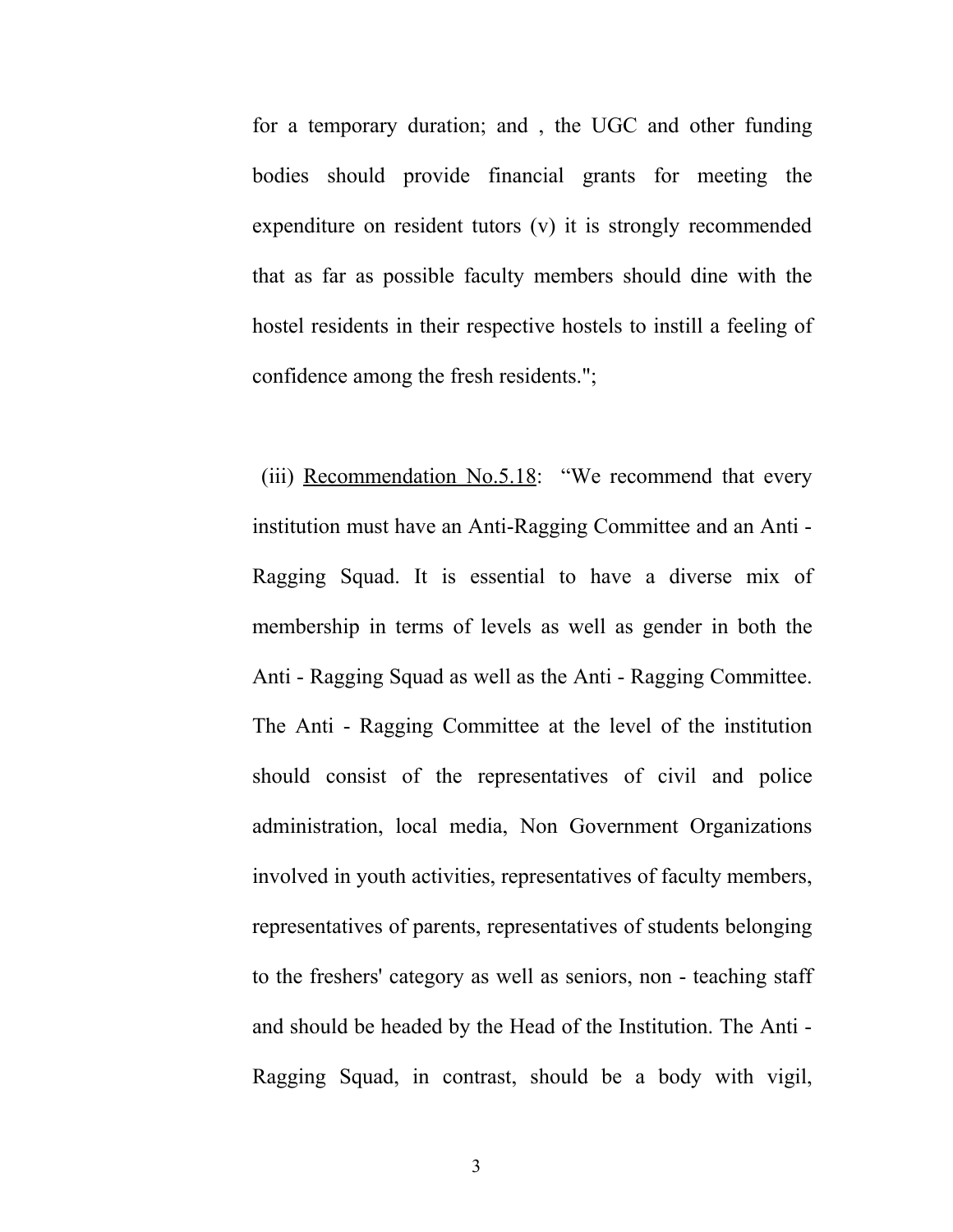for a temporary duration; and , the UGC and other funding bodies should provide financial grants for meeting the expenditure on resident tutors (v) it is strongly recommended that as far as possible faculty members should dine with the hostel residents in their respective hostels to instill a feeling of confidence among the fresh residents.";

(iii) <u>Recommendation No.5.18</u>: "We recommend that every institution must have an Anti-Ragging Committee and an Anti - Ragging Squad. It is essential to have a diverse mix of membership in terms of levels as well as gender in both the Anti - Ragging Squad as well as the Anti - Ragging Committee. The Anti - Ragging Committee at the level of the institution should consist of the representatives of civil and police administration, local media, Non Government Organizations involved in youth activities, representatives of faculty members, representatives of parents, representatives of students belonging to the freshers' category as well as seniors, non - teaching staff and should be headed by the Head of the Institution. The Anti - Ragging Squad, in contrast, should be a body with vigil,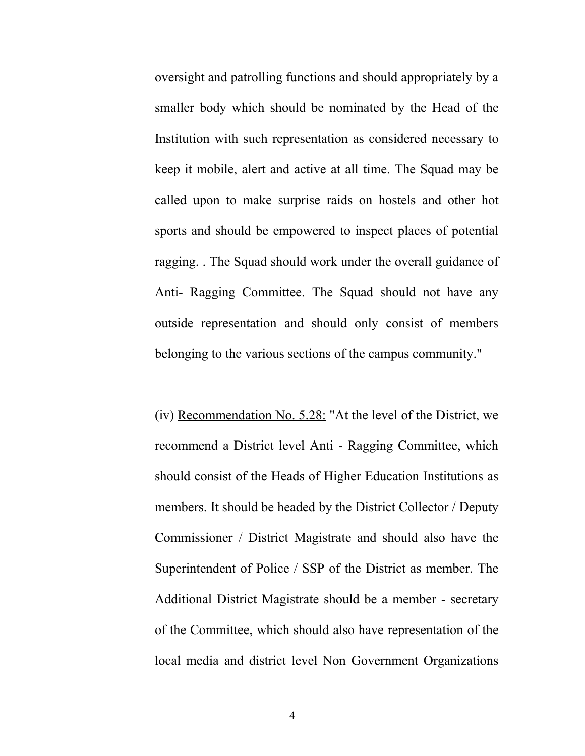oversight and patrolling functions and should appropriately by a smaller body which should be nominated by the Head of the Institution with such representation as considered necessary to keep it mobile, alert and active at all time. The Squad may be called upon to make surprise raids on hostels and other hot sports and should be empowered to inspect places of potential ragging. . The Squad should work under the overall guidance of Anti- Ragging Committee. The Squad should not have any outside representation and should only consist of members belonging to the various sections of the campus community."

(iv) <u>Recommendation No. 5.28:</u> "At the level of the District, we recommend a District level Anti - Ragging Committee, which should consist of the Heads of Higher Education Institutions as members. It should be headed by the District Collector / Deputy Commissioner / District Magistrate and should also have the Superintendent of Police / SSP of the District as member. The Additional District Magistrate should be a member - secretary of the Committee, which should also have representation of the local media and district level Non Government Organizations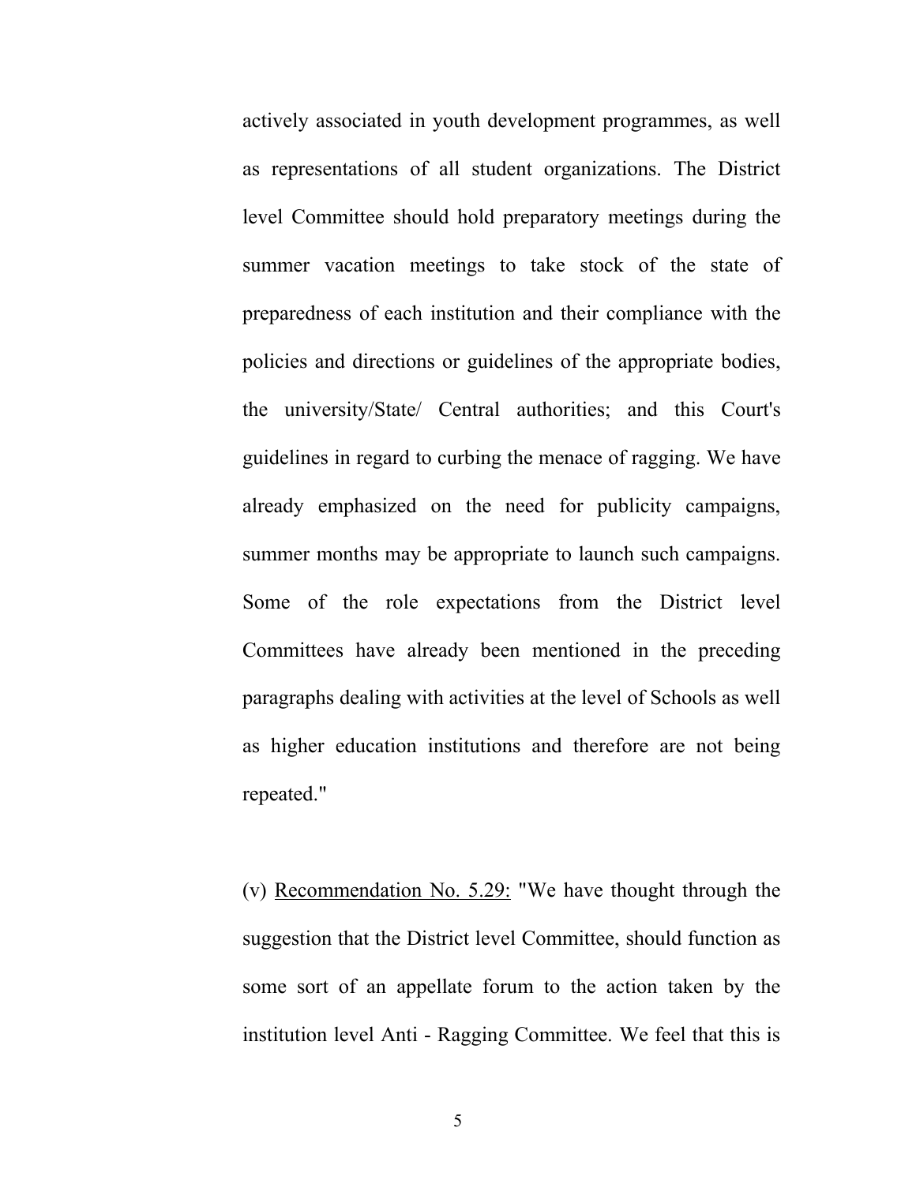actively associated in youth development programmes, as well as representations of all student organizations. The District level Committee should hold preparatory meetings during the summer vacation meetings to take stock of the state of preparedness of each institution and their compliance with the policies and directions or guidelines of the appropriate bodies, the university/State/ Central authorities; and this Court's guidelines in regard to curbing the menace of ragging. We have already emphasized on the need for publicity campaigns, summer months may be appropriate to launch such campaigns. Some of the role expectations from the District level Committees have already been mentioned in the preceding paragraphs dealing with activities at the level of Schools as well as higher education institutions and therefore are not being repeated."

(v) <u>Recommendation No. 5.29:</u> "We have thought through the suggestion that the District level Committee, should function as some sort of an appellate forum to the action taken by the institution level Anti - Ragging Committee. We feel that this is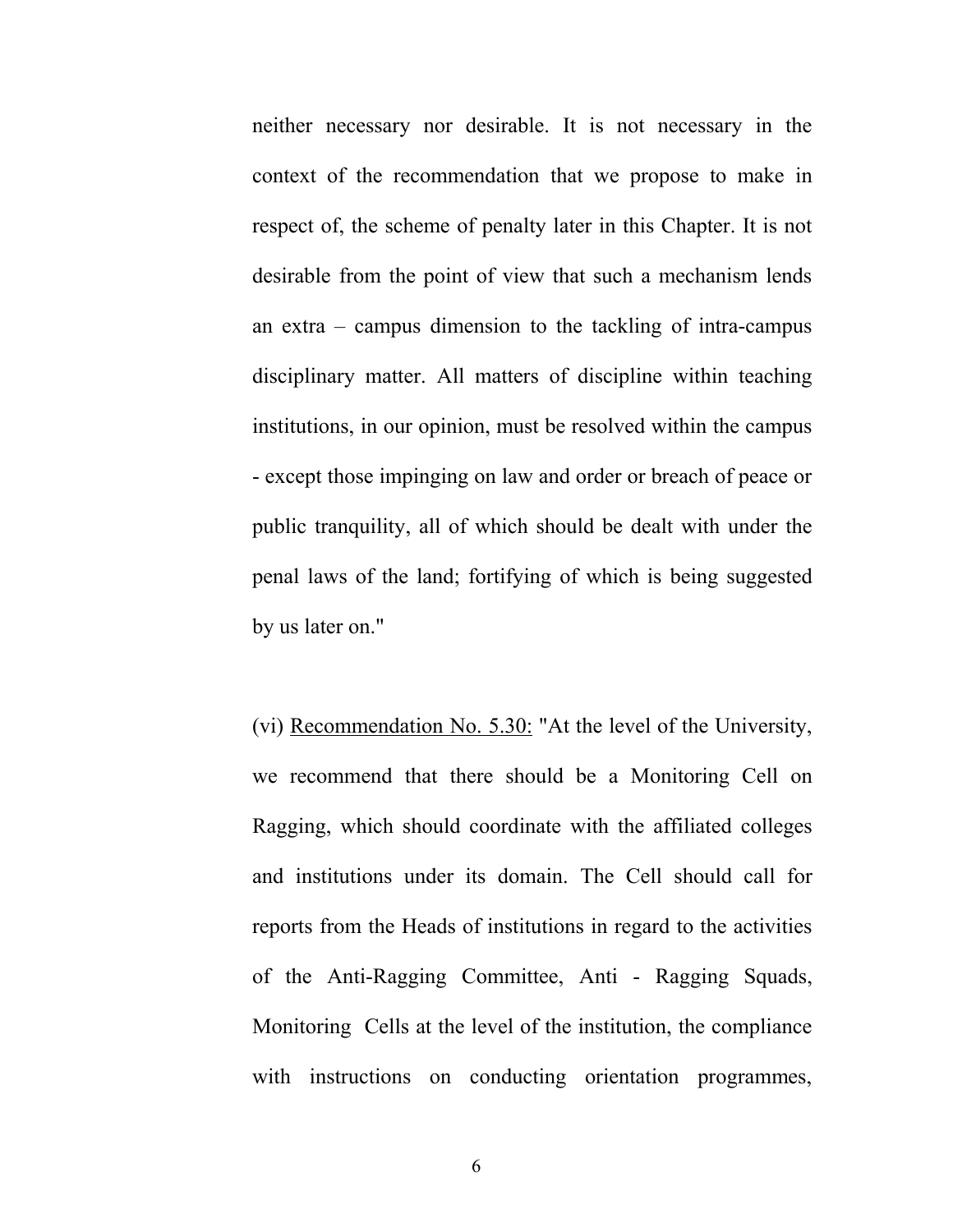neither necessary nor desirable. It is not necessary in the context of the recommendation that we propose to make in respect of, the scheme of penalty later in this Chapter. It is not desirable from the point of view that such a mechanism lends an extra – campus dimension to the tackling of intra-campus disciplinary matter. All matters of discipline within teaching institutions, in our opinion, must be resolved within the campus - except those impinging on law and order or breach of peace or public tranquility, all of which should be dealt with under the penal laws of the land; fortifying of which is being suggested by us later on."

(vi) <u>Recommendation No. 5.30:</u> "At the level of the University, we recommend that there should be a Monitoring Cell on Ragging, which should coordinate with the affiliated colleges and institutions under its domain. The Cell should call for reports from the Heads of institutions in regard to the activities of the Anti-Ragging Committee, Anti - Ragging Squads, Monitoring Cells at the level of the institution, the compliance with instructions on conducting orientation programmes,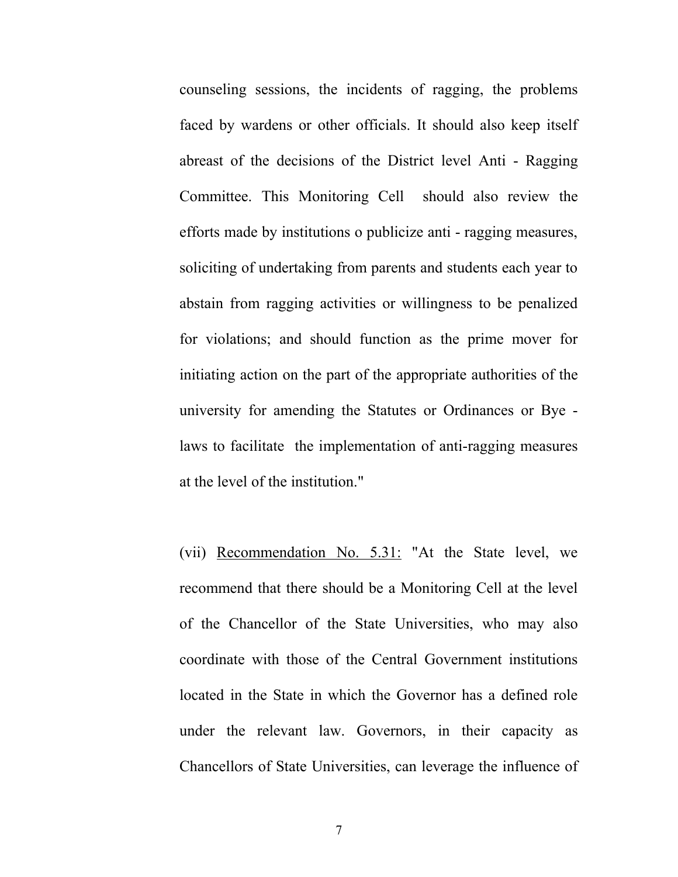counseling sessions, the incidents of ragging, the problems faced by wardens or other officials. It should also keep itself abreast of the decisions of the District level Anti - Ragging Committee. This Monitoring Cell should also review the efforts made by institutions o publicize anti - ragging measures, soliciting of undertaking from parents and students each year to abstain from ragging activities or willingness to be penalized for violations; and should function as the prime mover for initiating action on the part of the appropriate authorities of the university for amending the Statutes or Ordinances or Bye - laws to facilitate the implementation of anti-ragging measures at the level of the institution."

(vii) <u>Recommendation No. 5.31:</u> "At the State level, we recommend that there should be a Monitoring Cell at the level of the Chancellor of the State Universities, who may also coordinate with those of the Central Government institutions located in the State in which the Governor has a defined role under the relevant law. Governors, in their capacity as Chancellors of State Universities, can leverage the influence of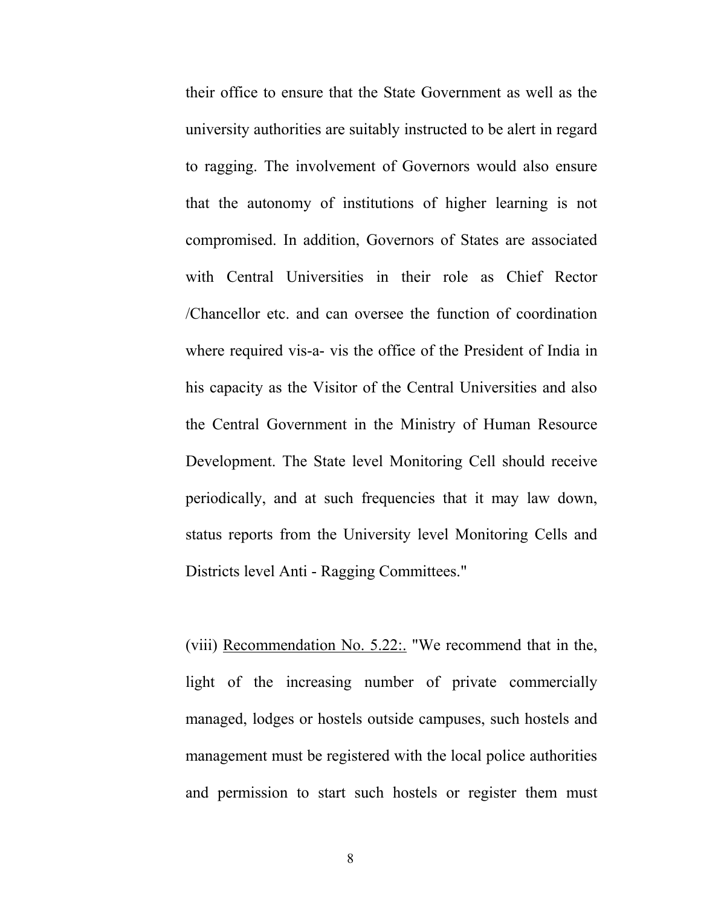their office to ensure that the State Government as well as the university authorities are suitably instructed to be alert in regard to ragging. The involvement of Governors would also ensure that the autonomy of institutions of higher learning is not compromised. In addition, Governors of States are associated with Central Universities in their role as Chief Rector /Chancellor etc. and can oversee the function of coordination where required vis-a- vis the office of the President of India in his capacity as the Visitor of the Central Universities and also the Central Government in the Ministry of Human Resource Development. The State level Monitoring Cell should receive periodically, and at such frequencies that it may law down, status reports from the University level Monitoring Cells and Districts level Anti - Ragging Committees."

(viii) <u>Recommendation No. 5.22:.</u> "We recommend that in the, light of the increasing number of private commercially managed, lodges or hostels outside campuses, such hostels and management must be registered with the local police authorities and permission to start such hostels or register them must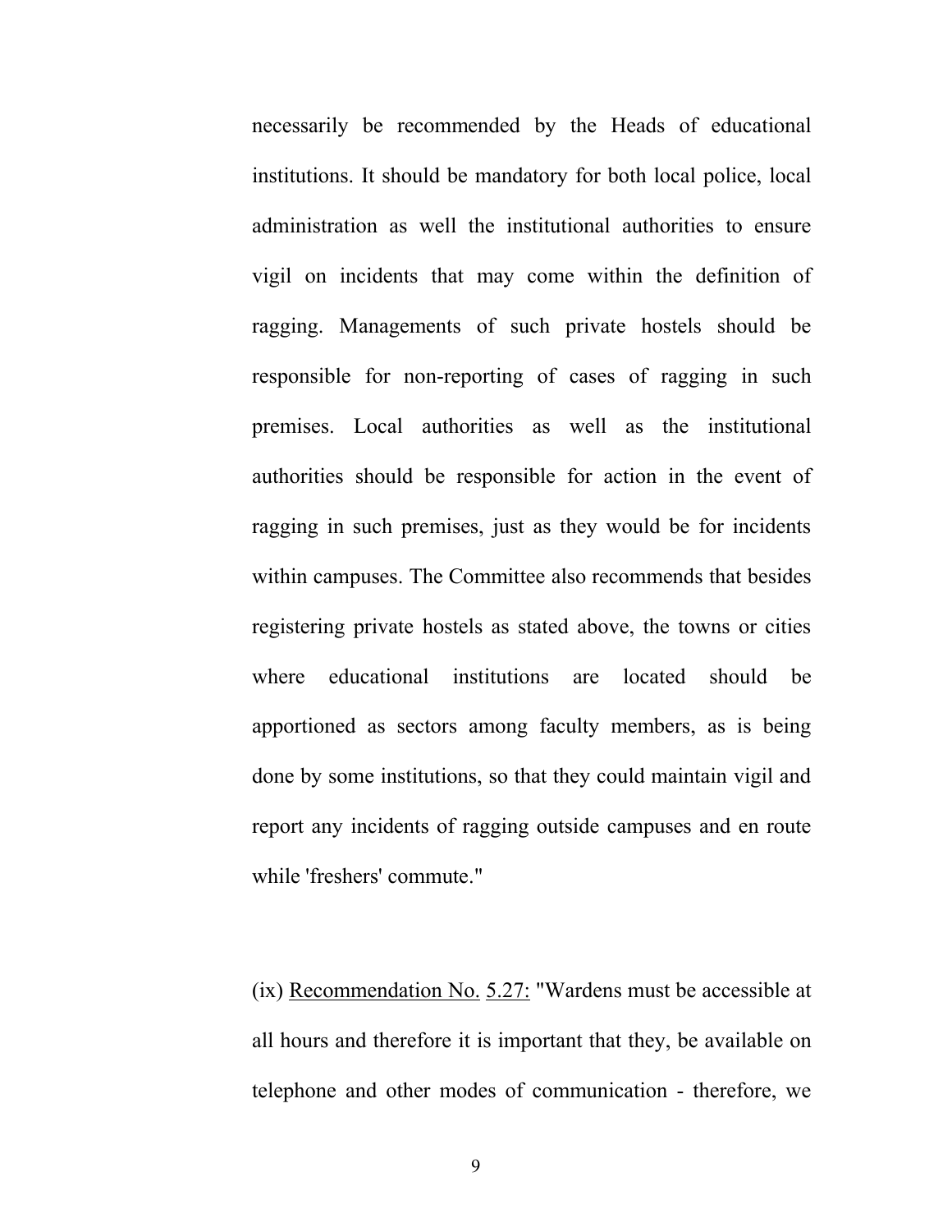necessarily be recommended by the Heads of educational institutions. It should be mandatory for both local police, local administration as well the institutional authorities to ensure vigil on incidents that may come within the definition of ragging. Managements of such private hostels should be responsible for non-reporting of cases of ragging in such premises. Local authorities as well as the institutional authorities should be responsible for action in the event of ragging in such premises, just as they would be for incidents within campuses. The Committee also recommends that besides registering private hostels as stated above, the towns or cities where educational institutions are located should be apportioned as sectors among faculty members, as is being done by some institutions, so that they could maintain vigil and report any incidents of ragging outside campuses and en route while 'freshers' commute."

(ix) <u>Recommendation No.</u> <u>5.27:</u> "Wardens must be accessible at all hours and therefore it is important that they, be available on telephone and other modes of communication - therefore, we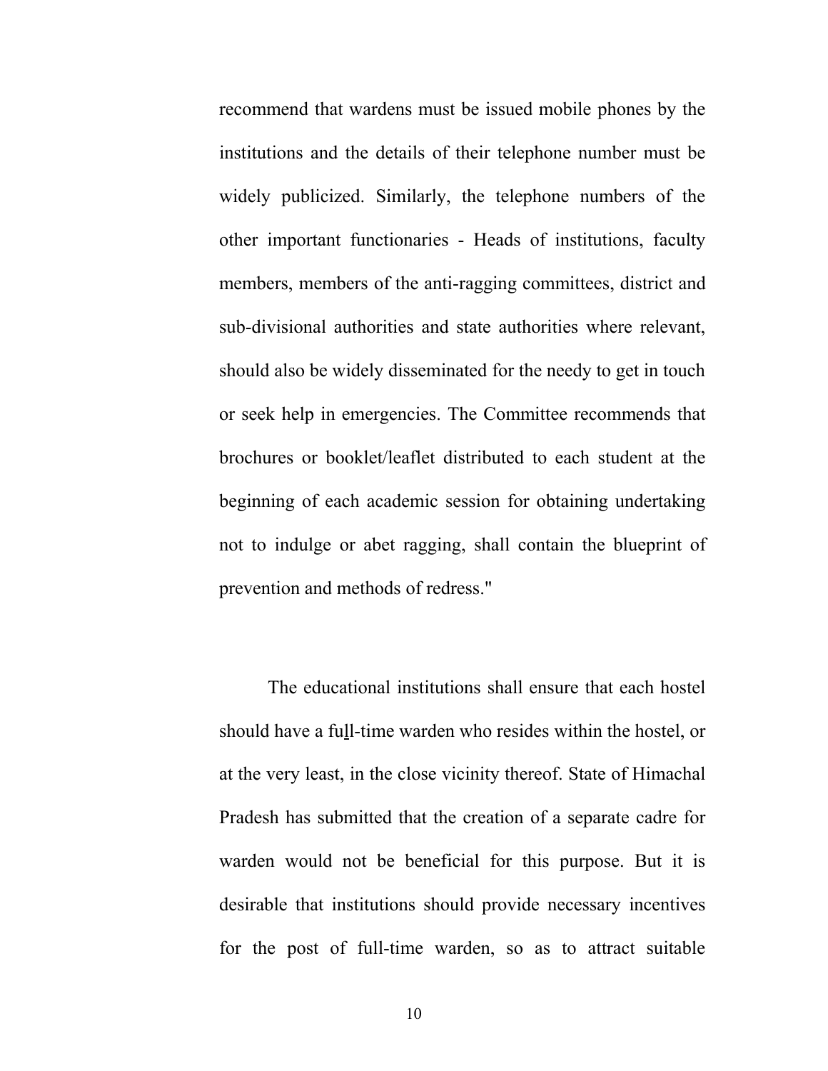recommend that wardens must be issued mobile phones by the institutions and the details of their telephone number must be widely publicized. Similarly, the telephone numbers of the other important functionaries - Heads of institutions, faculty members, members of the anti-ragging committees, district and sub-divisional authorities and state authorities where relevant, should also be widely disseminated for the needy to get in touch or seek help in emergencies. The Committee recommends that brochures or booklet/leaflet distributed to each student at the beginning of each academic session for obtaining undertaking not to indulge or abet ragging, shall contain the blueprint of prevention and methods of redress."

The educational institutions shall ensure that each hostel should have a full-time warden who resides within the hostel, or at the very least, in the close vicinity thereof. State of Himachal Pradesh has submitted that the creation of a separate cadre for warden would not be beneficial for this purpose. But it is desirable that institutions should provide necessary incentives for the post of full-time warden, so as to attract suitable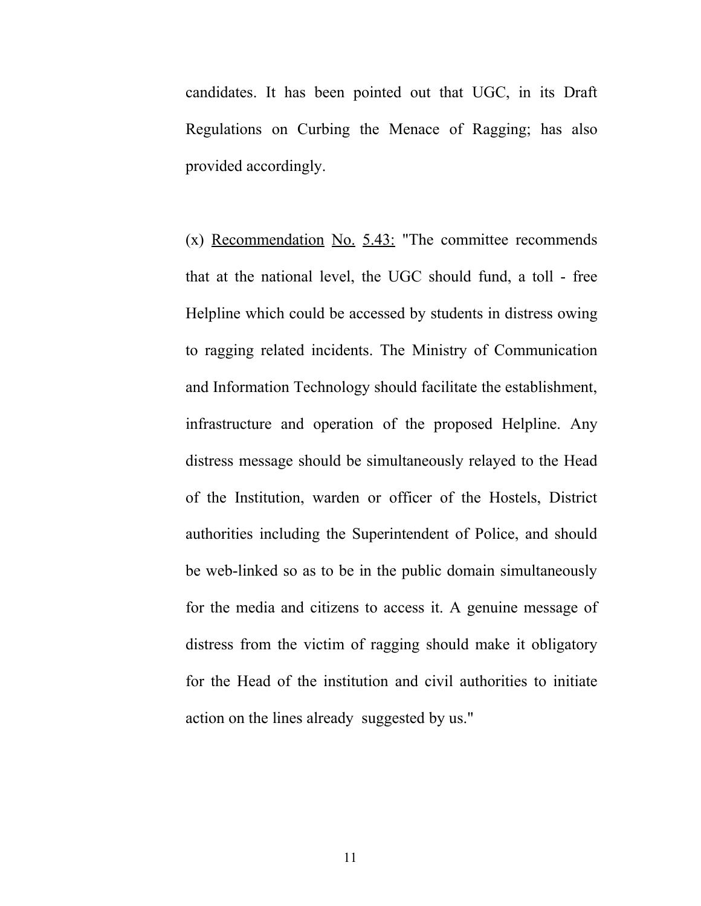candidates. It has been pointed out that UGC, in its Draft Regulations on Curbing the Menace of Ragging; has also provided accordingly.

(x) <u>Recommendation</u> <u>No.</u> <u>5.43:</u> "The committee recommends that at the national level, the UGC should fund, a toll - free Helpline which could be accessed by students in distress owing to ragging related incidents. The Ministry of Communication and Information Technology should facilitate the establishment, infrastructure and operation of the proposed Helpline. Any distress message should be simultaneously relayed to the Head of the Institution, warden or officer of the Hostels, District authorities including the Superintendent of Police, and should be web-linked so as to be in the public domain simultaneously for the media and citizens to access it. A genuine message of distress from the victim of ragging should make it obligatory for the Head of the institution and civil authorities to initiate action on the lines already suggested by us."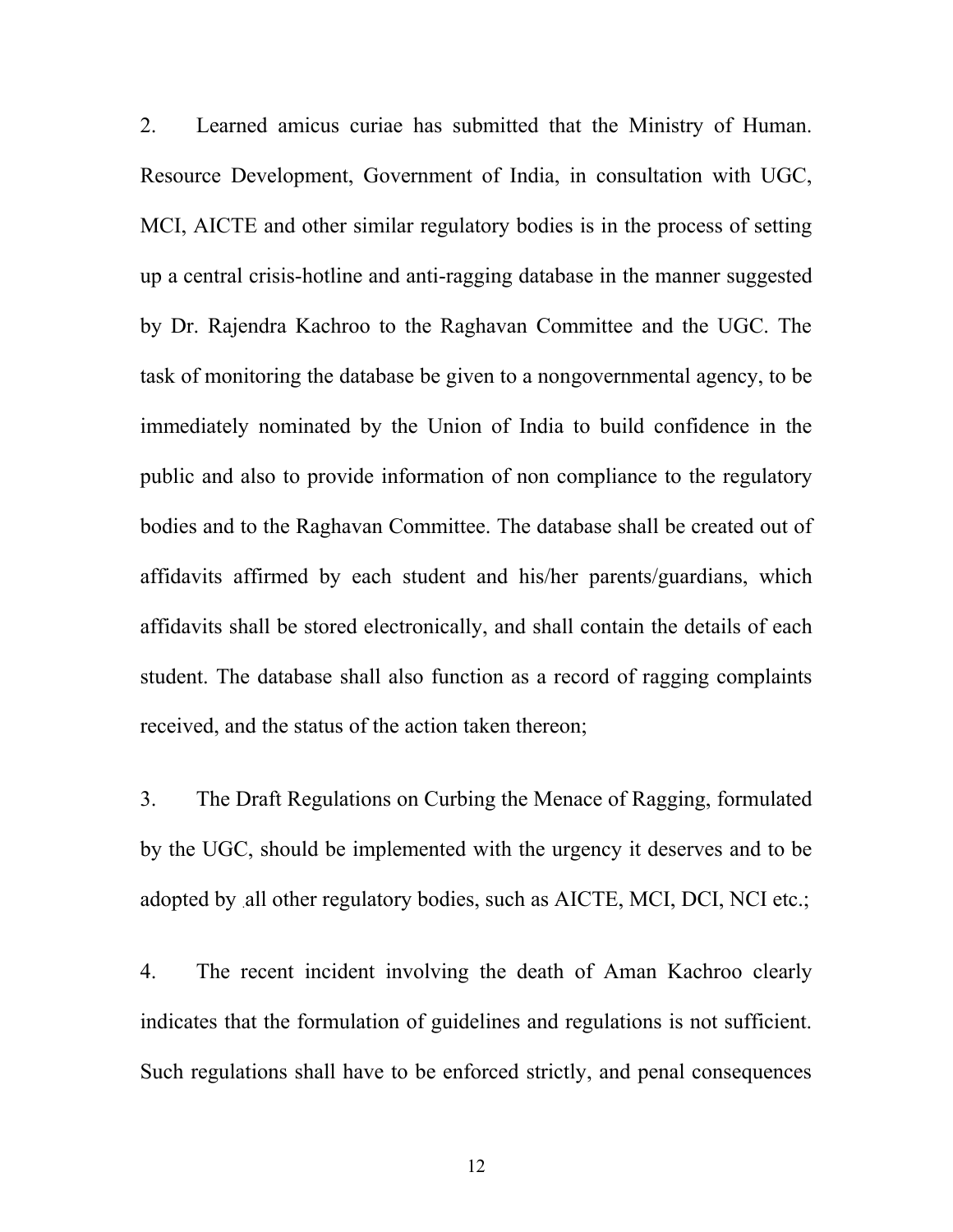2. Learned amicus curiae has submitted that the Ministry of Human. Resource Development, Government of India, in consultation with UGC, MCI, AICTE and other similar regulatory bodies is in the process of setting up a central crisis-hotline and anti-ragging database in the manner suggested by Dr. Rajendra Kachroo to the Raghavan Committee and the UGC. The task of monitoring the database be given to a nongovernmental agency, to be immediately nominated by the Union of India to build confidence in the public and also to provide information of non compliance to the regulatory bodies and to the Raghavan Committee. The database shall be created out of affidavits affirmed by each student and his/her parents/guardians, which affidavits shall be stored electronically, and shall contain the details of each student. The database shall also function as a record of ragging complaints received, and the status of the action taken thereon;

3. The Draft Regulations on Curbing the Menace of Ragging, formulated by the UGC, should be implemented with the urgency it deserves and to be adopted by all other regulatory bodies, such as AICTE, MCI, DCI, NCI etc.;

4. The recent incident involving the death of Aman Kachroo clearly indicates that the formulation of guidelines and regulations is not sufficient. Such regulations shall have to be enforced strictly, and penal consequences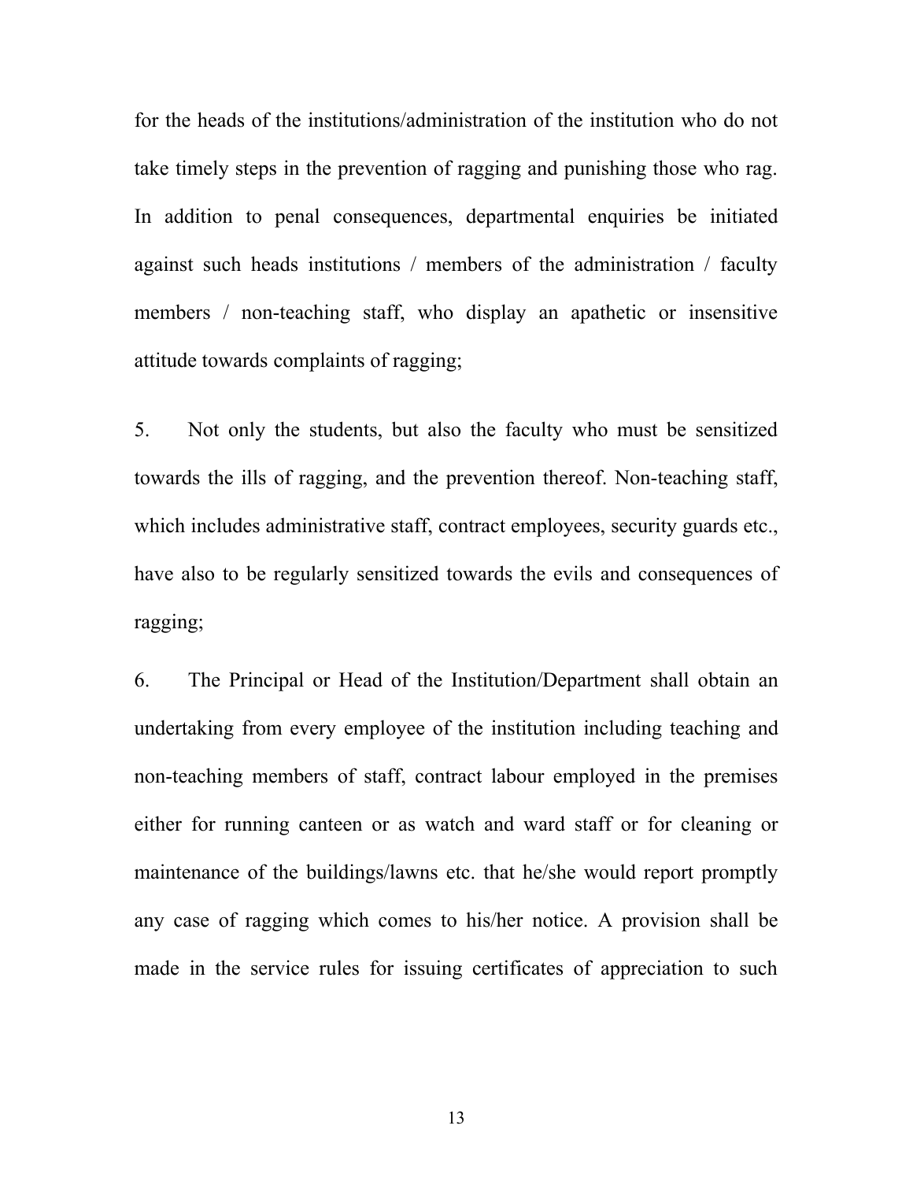for the heads of the institutions/administration of the institution who do not take timely steps in the prevention of ragging and punishing those who rag. In addition to penal consequences, departmental enquiries be initiated against such heads institutions / members of the administration / faculty members / non-teaching staff, who display an apathetic or insensitive attitude towards complaints of ragging;

5. Not only the students, but also the faculty who must be sensitized towards the ills of ragging, and the prevention thereof. Non-teaching staff, which includes administrative staff, contract employees, security guards etc., have also to be regularly sensitized towards the evils and consequences of ragging;

6. The Principal or Head of the Institution/Department shall obtain an undertaking from every employee of the institution including teaching and non-teaching members of staff, contract labour employed in the premises either for running canteen or as watch and ward staff or for cleaning or maintenance of the buildings/lawns etc. that he/she would report promptly any case of ragging which comes to his/her notice. A provision shall be made in the service rules for issuing certificates of appreciation to such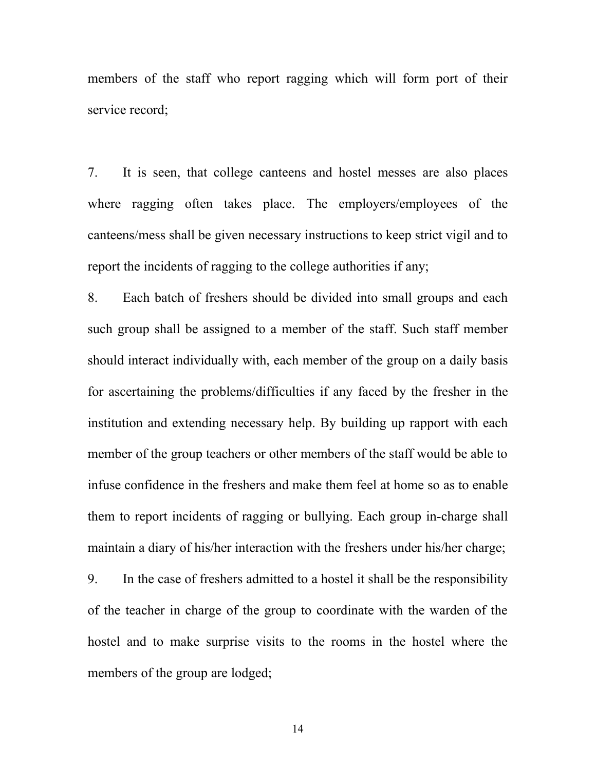members of the staff who report ragging which will form port of their service record;

7. It is seen, that college canteens and hostel messes are also places where ragging often takes place. The employers/employees of the canteens/mess shall be given necessary instructions to keep strict vigil and to report the incidents of ragging to the college authorities if any;

8. Each batch of freshers should be divided into small groups and each such group shall be assigned to a member of the staff. Such staff member should interact individually with, each member of the group on a daily basis for ascertaining the problems/difficulties if any faced by the fresher in the institution and extending necessary help. By building up rapport with each member of the group teachers or other members of the staff would be able to infuse confidence in the freshers and make them feel at home so as to enable them to report incidents of ragging or bullying. Each group in-charge shall maintain a diary of his/her interaction with the freshers under his/her charge;

9. In the case of freshers admitted to a hostel it shall be the responsibility of the teacher in charge of the group to coordinate with the warden of the hostel and to make surprise visits to the rooms in the hostel where the members of the group are lodged;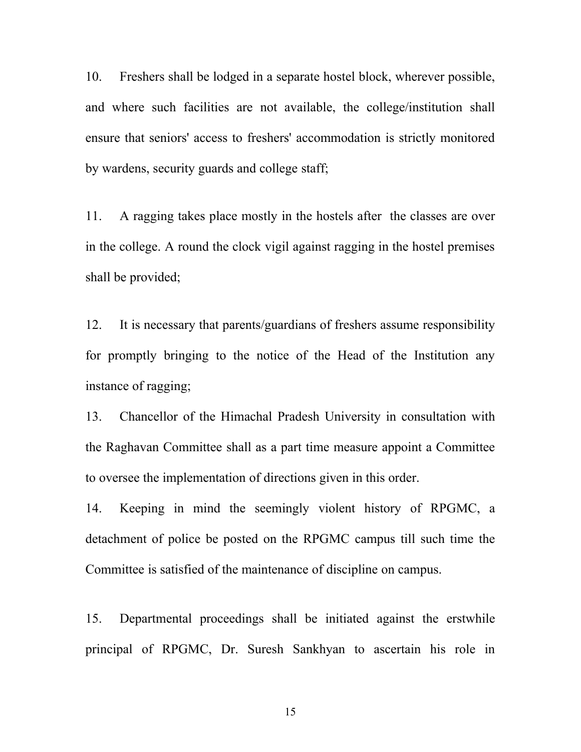10. Freshers shall be lodged in a separate hostel block, wherever possible, and where such facilities are not available, the college/institution shall ensure that seniors' access to freshers' accommodation is strictly monitored by wardens, security guards and college staff;

11. A ragging takes place mostly in the hostels after the classes are over in the college. A round the clock vigil against ragging in the hostel premises shall be provided;

12. It is necessary that parents/guardians of freshers assume responsibility for promptly bringing to the notice of the Head of the Institution any instance of ragging;

13. Chancellor of the Himachal Pradesh University in consultation with the Raghavan Committee shall as a part time measure appoint a Committee to oversee the implementation of directions given in this order.

14. Keeping in mind the seemingly violent history of RPGMC, a detachment of police be posted on the RPGMC campus till such time the Committee is satisfied of the maintenance of discipline on campus.

15. Departmental proceedings shall be initiated against the erstwhile principal of RPGMC, Dr. Suresh Sankhyan to ascertain his role in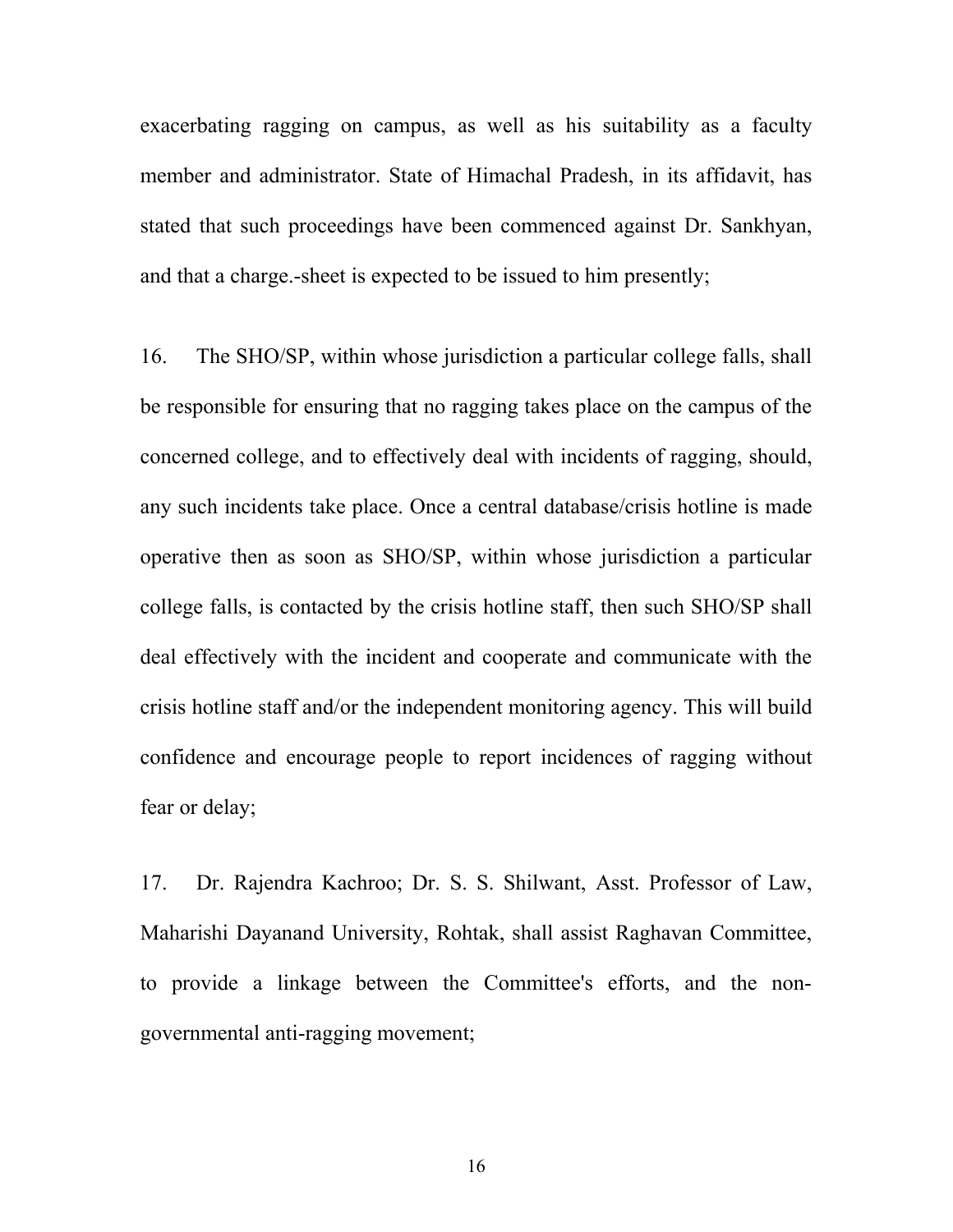exacerbating ragging on campus, as well as his suitability as a faculty member and administrator. State of Himachal Pradesh, in its affidavit, has stated that such proceedings have been commenced against Dr. Sankhyan, and that a charge.-sheet is expected to be issued to him presently;

16. The SHO/SP, within whose jurisdiction a particular college falls, shall be responsible for ensuring that no ragging takes place on the campus of the concerned college, and to effectively deal with incidents of ragging, should, any such incidents take place. Once a central database/crisis hotline is made operative then as soon as SHO/SP, within whose jurisdiction a particular college falls, is contacted by the crisis hotline staff, then such SHO/SP shall deal effectively with the incident and cooperate and communicate with the crisis hotline staff and/or the independent monitoring agency. This will build confidence and encourage people to report incidences of ragging without fear or delay;

17. Dr. Rajendra Kachroo; Dr. S. S. Shilwant, Asst. Professor of Law, Maharishi Dayanand University, Rohtak, shall assist Raghavan Committee, to provide a linkage between the Committee's efforts, and the non-governmental anti-ragging movement;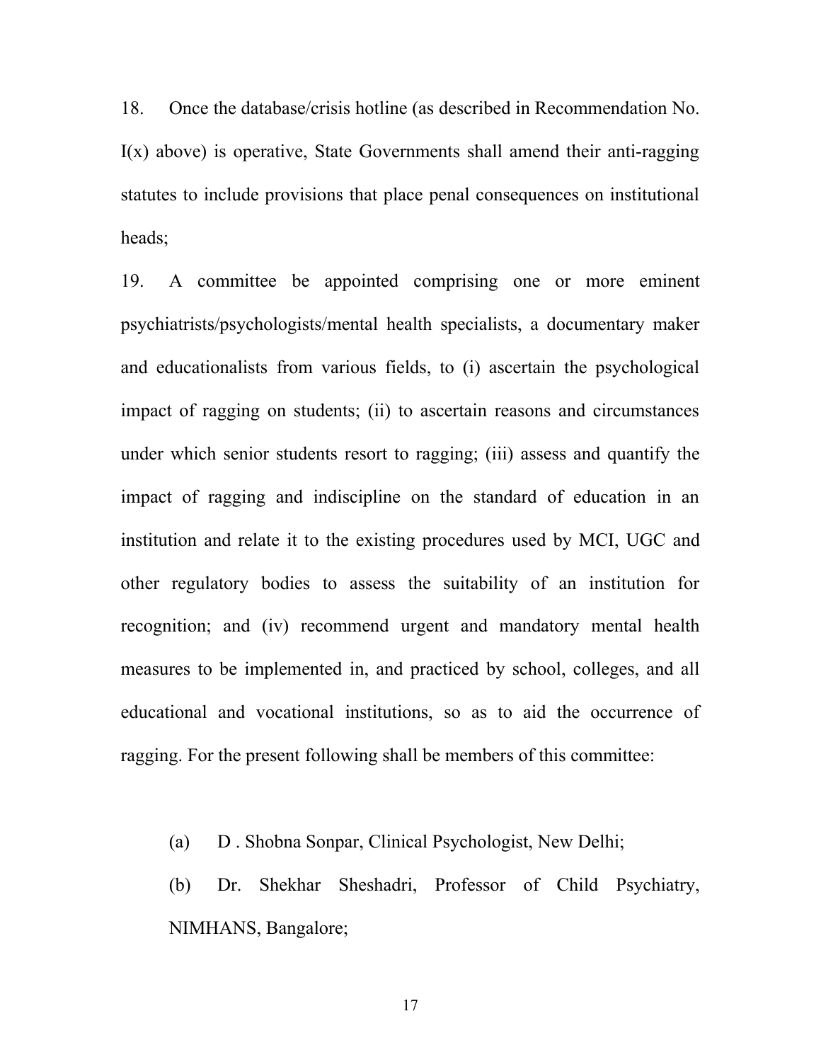18. Once the database/crisis hotline (as described in Recommendation No. I(x) above) is operative, State Governments shall amend their anti-ragging statutes to include provisions that place penal consequences on institutional heads;

19. A committee be appointed comprising one or more eminent psychiatrists/psychologists/mental health specialists, a documentary maker and educationalists from various fields, to (i) ascertain the psychological impact of ragging on students; (ii) to ascertain reasons and circumstances under which senior students resort to ragging; (iii) assess and quantify the impact of ragging and indiscipline on the standard of education in an institution and relate it to the existing procedures used by MCI, UGC and other regulatory bodies to assess the suitability of an institution for recognition; and (iv) recommend urgent and mandatory mental health measures to be implemented in, and practiced by school, colleges, and all educational and vocational institutions, so as to aid the occurrence of ragging. For the present following shall be members of this committee:

(a) D . Shobna Sonpar, Clinical Psychologist, New Delhi;

(b) Dr. Shekhar Sheshadri, Professor of Child Psychiatry, NIMHANS, Bangalore;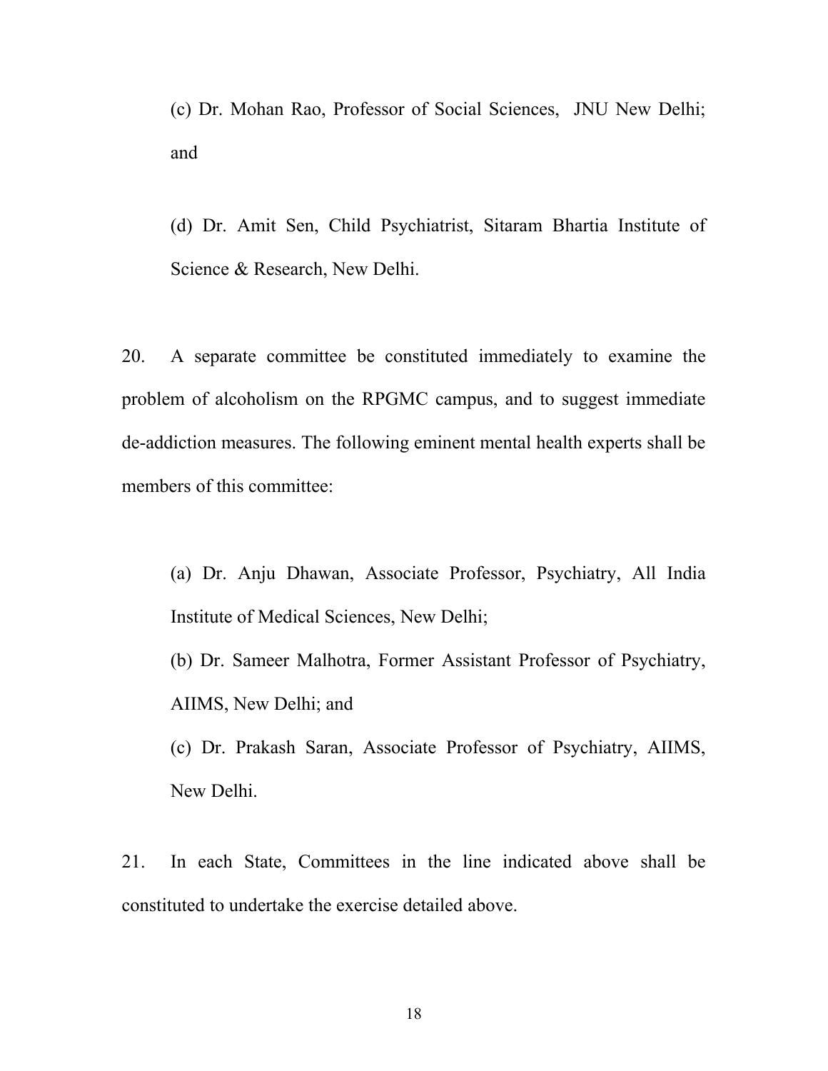(c) Dr. Mohan Rao, Professor of Social Sciences, JNU New Delhi; and

(d) Dr. Amit Sen, Child Psychiatrist, Sitaram Bhartia Institute of Science & Research, New Delhi.

20. A separate committee be constituted immediately to examine the problem of alcoholism on the RPGMC campus, and to suggest immediate de-addiction measures. The following eminent mental health experts shall be members of this committee:

(a) Dr. Anju Dhawan, Associate Professor, Psychiatry, All India Institute of Medical Sciences, New Delhi;

(b) Dr. Sameer Malhotra, Former Assistant Professor of Psychiatry, AIIMS, New Delhi; and

(c) Dr. Prakash Saran, Associate Professor of Psychiatry, AIIMS, New Delhi.

21. In each State, Committees in the line indicated above shall be constituted to undertake the exercise detailed above.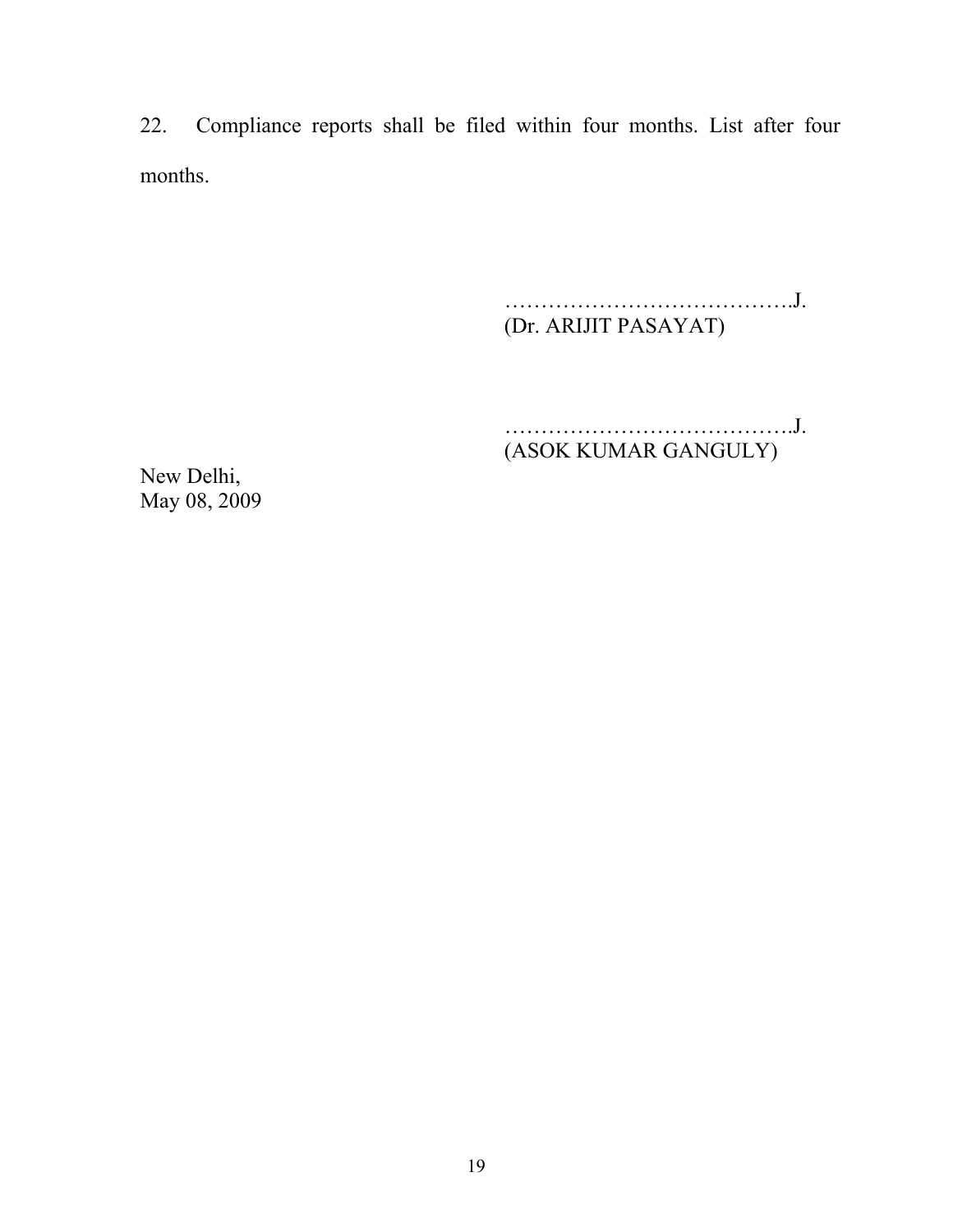22. Compliance reports shall be filed within four months. List after four months.

………………………………….J.
(Dr. ARIJIT PASAYAT)

………………………………….J.
(ASOK KUMAR GANGULY)

New Delhi,
May 08, 2009